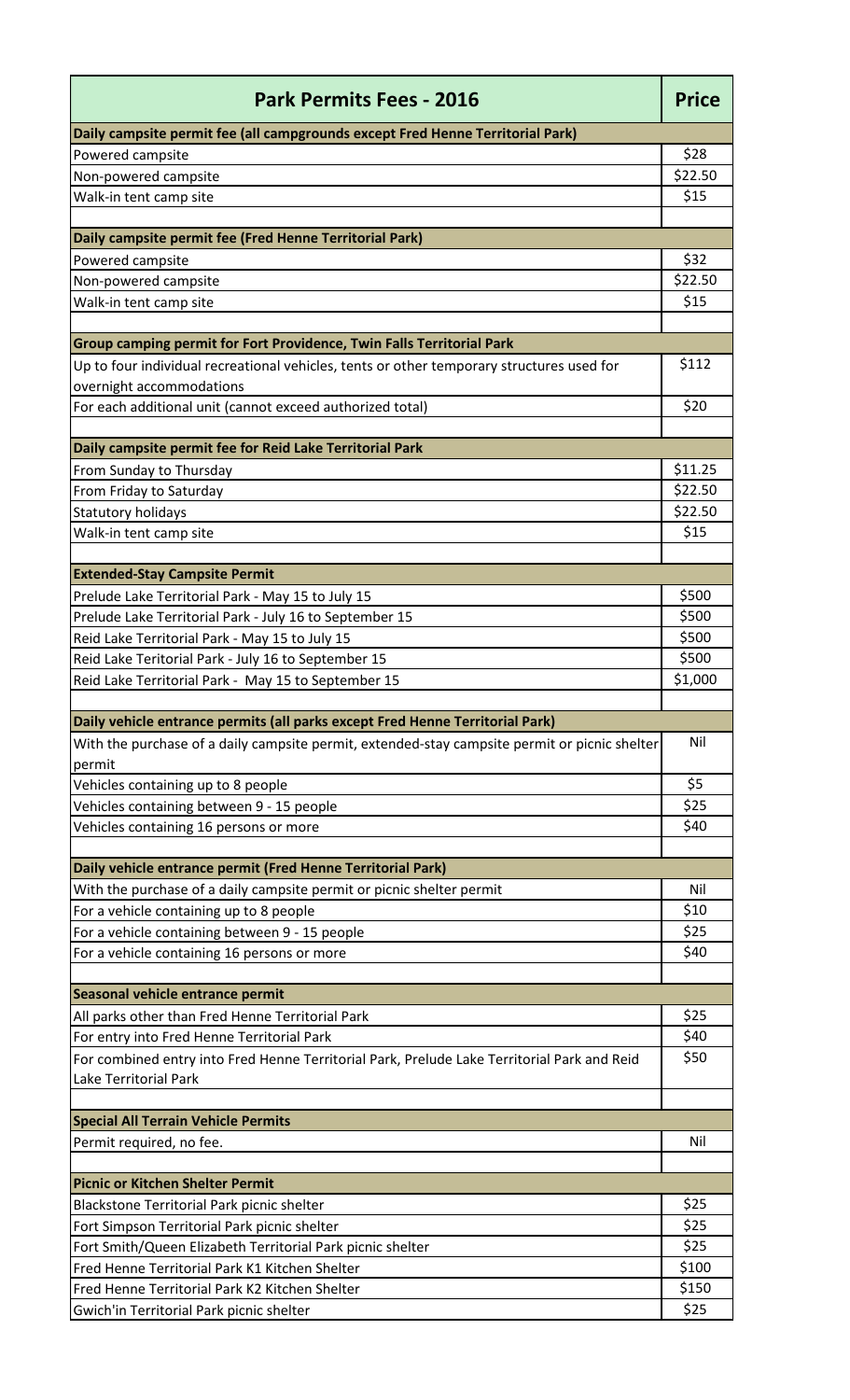| Park Permits Fees - 2016 | Price |
|---|---|
| **Daily campsite permit fee (all campgrounds except Fred Henne Territorial Park)** | |
| Powered campsite | \$28 |
| Non-powered campsite | \$22.50 |
| Walk-in tent camp site | \$15 |
| | |
| **Daily campsite permit fee (Fred Henne Territorial Park)** | |
| Powered campsite | \$32 |
| Non-powered campsite | \$22.50 |
| Walk-in tent camp site | \$15 |
| | |
| **Group camping permit for Fort Providence, Twin Falls Territorial Park** | |
| Up to four individual recreational vehicles, tents or other temporary structures used for overnight accommodations | \$112 |
| For each additional unit (cannot exceed authorized total) | \$20 |
| | |
| **Daily campsite permit fee for Reid Lake Territorial Park** | |
| From Sunday to Thursday | \$11.25 |
| From Friday to Saturday | \$22.50 |
| Statutory holidays | \$22.50 |
| Walk-in tent camp site | \$15 |
| | |
| **Extended-Stay Campsite Permit** | |
| Prelude Lake Territorial Park - May 15 to July 15 | \$500 |
| Prelude Lake Territorial Park - July 16 to September 15 | \$500 |
| Reid Lake Territorial Park - May 15 to July 15 | \$500 |
| Reid Lake Teritorial Park - July 16 to September 15 | \$500 |
| Reid Lake Territorial Park - May 15 to September 15 | \$1,000 |
| | |
| **Daily vehicle entrance permits (all parks except Fred Henne Territorial Park)** | |
| With the purchase of a daily campsite permit, extended-stay campsite permit or picnic shelter permit | Nil |
| Vehicles containing up to 8 people | \$5 |
| Vehicles containing between 9 - 15 people | \$25 |
| Vehicles containing 16 persons or more | \$40 |
| | |
| **Daily vehicle entrance permit (Fred Henne Territorial Park)** | |
| With the purchase of a daily campsite permit or picnic shelter permit | Nil |
| For a vehicle containing up to 8 people | \$10 |
| For a vehicle containing between 9 - 15 people | \$25 |
| For a vehicle containing 16 persons or more | \$40 |
| | |
| **Seasonal vehicle entrance permit** | |
| All parks other than Fred Henne Territorial Park | \$25 |
| For entry into Fred Henne Territorial Park | \$40 |
| For combined entry into Fred Henne Territorial Park, Prelude Lake Territorial Park and Reid Lake Territorial Park | \$50 |
| | |
| **Special All Terrain Vehicle Permits** | |
| Permit required, no fee. | Nil |
| | |
| **Picnic or Kitchen Shelter Permit** | |
| Blackstone Territorial Park picnic shelter | \$25 |
| Fort Simpson Territorial Park picnic shelter | \$25 |
| Fort Smith/Queen Elizabeth Territorial Park picnic shelter | \$25 |
| Fred Henne Territorial Park K1 Kitchen Shelter | \$100 |
| Fred Henne Territorial Park K2 Kitchen Shelter | \$150 |
| Gwich'in Territorial Park picnic shelter | \$25 |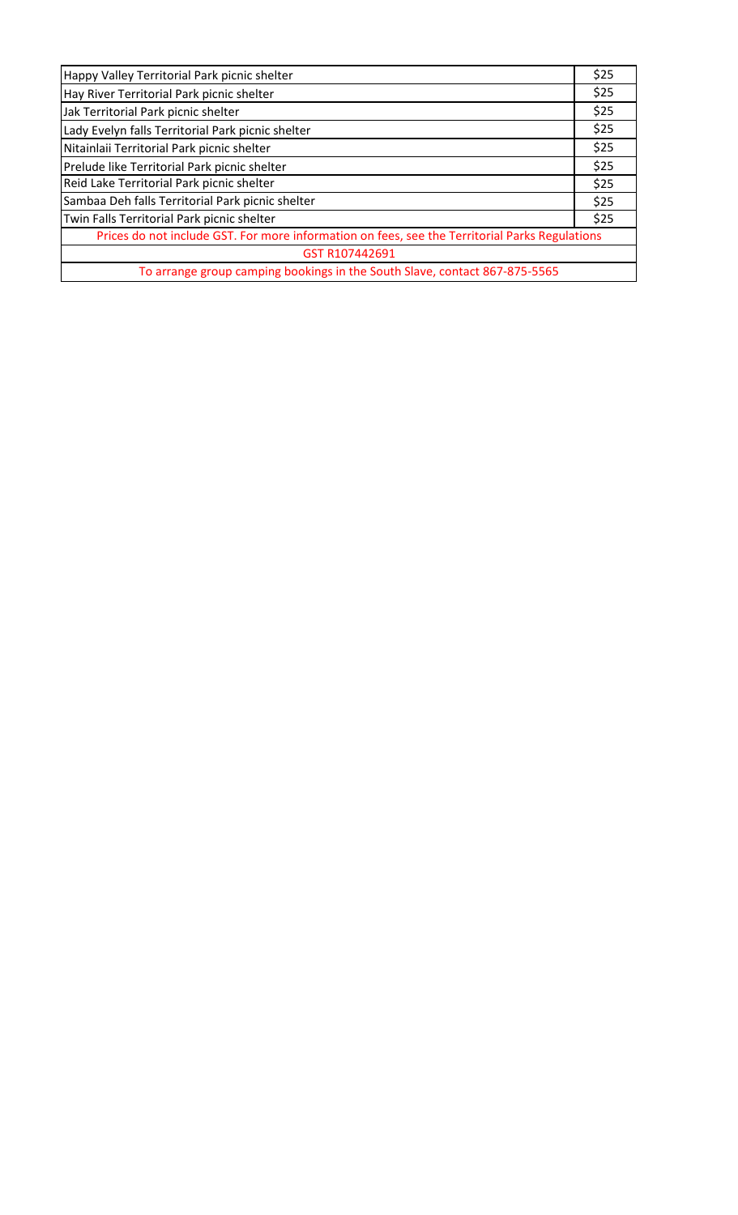| | |
|---|---|
| Happy Valley Territorial Park picnic shelter | $25 |
| Hay River Territorial Park picnic shelter | $25 |
| Jak Territorial Park picnic shelter | $25 |
| Lady Evelyn falls Territorial Park picnic shelter | $25 |
| Nitainlaii Territorial Park picnic shelter | $25 |
| Prelude like Territorial Park picnic shelter | $25 |
| Reid Lake Territorial Park picnic shelter | $25 |
| Sambaa Deh falls Territorial Park picnic shelter | $25 |
| Twin Falls Territorial Park picnic shelter | $25 |
| Prices do not include GST. For more information on fees, see the Territorial Parks Regulations | |
| GST R107442691 | |
| To arrange group camping bookings in the South Slave, contact 867-875-5565 | |